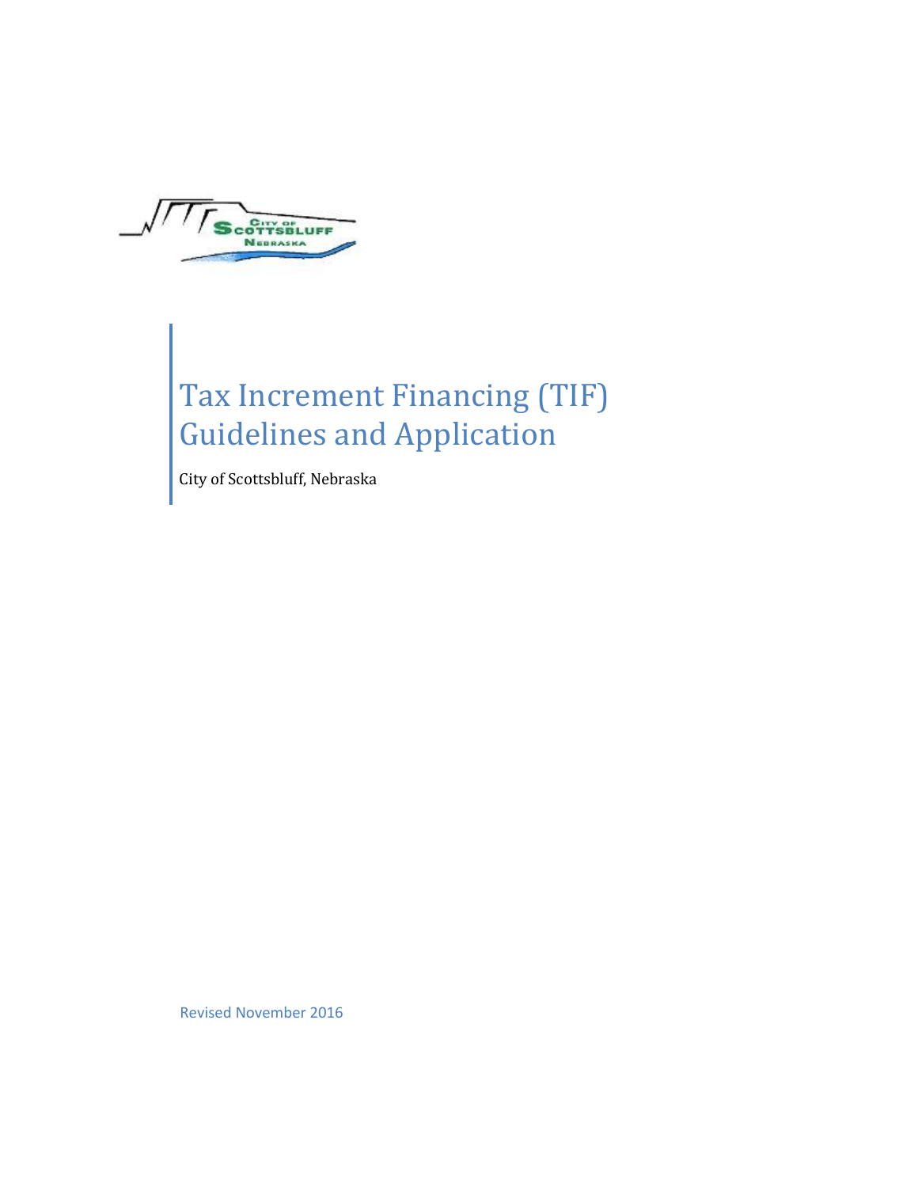# Tax Increment Financing (TIF) Guidelines and Application

City of Scottsbluff, Nebraska

Revised November 2016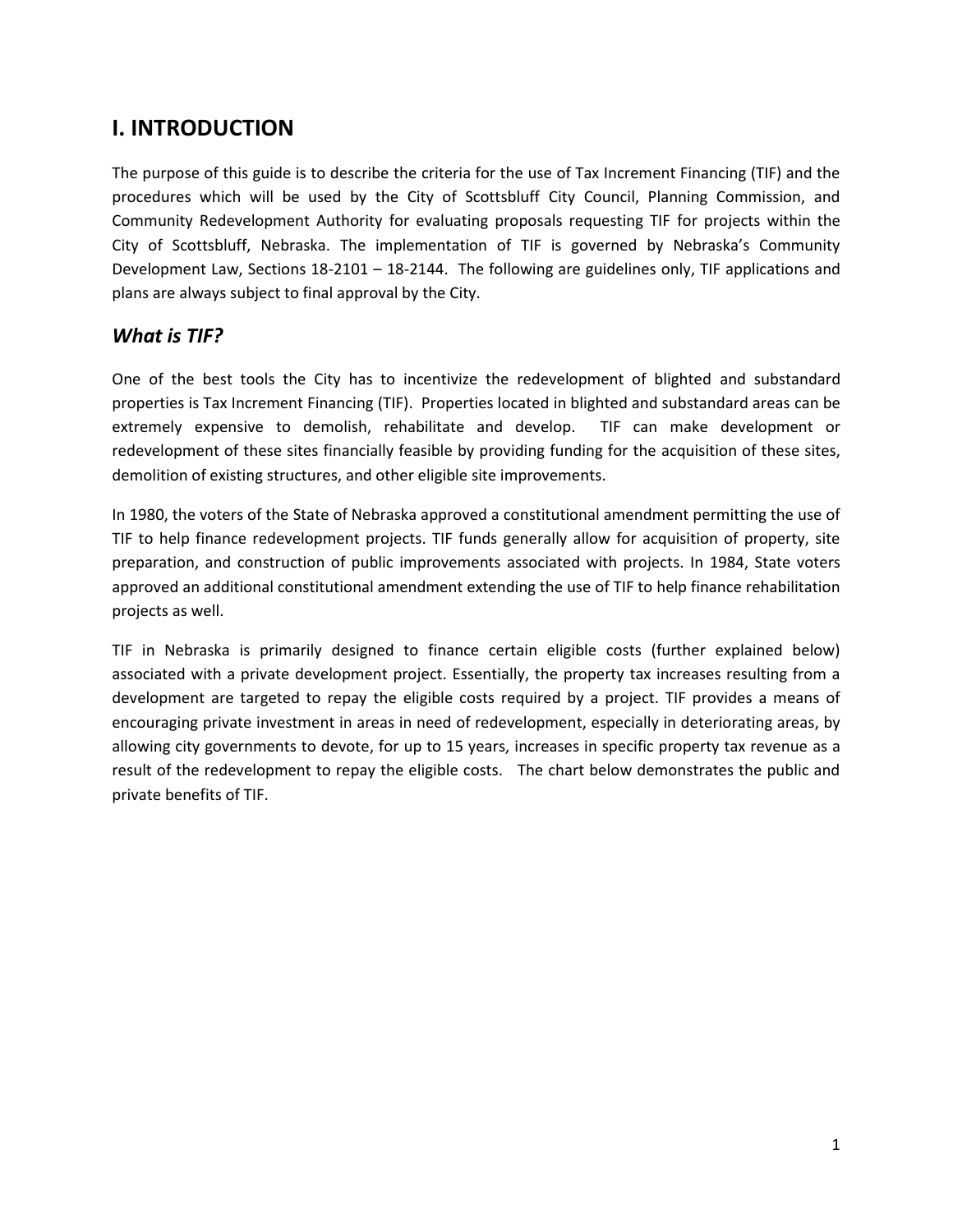## I. INTRODUCTION

The purpose of this guide is to describe the criteria for the use of Tax Increment Financing (TIF) and the procedures which will be used by the City of Scottsbluff City Council, Planning Commission, and Community Redevelopment Authority for evaluating proposals requesting TIF for projects within the City of Scottsbluff, Nebraska. The implementation of TIF is governed by Nebraska's Community Development Law, Sections 18-2101 – 18-2144. The following are guidelines only, TIF applications and plans are always subject to final approval by the City.

### *What is TIF?*

One of the best tools the City has to incentivize the redevelopment of blighted and substandard properties is Tax Increment Financing (TIF). Properties located in blighted and substandard areas can be extremely expensive to demolish, rehabilitate and develop. TIF can make development or redevelopment of these sites financially feasible by providing funding for the acquisition of these sites, demolition of existing structures, and other eligible site improvements.

In 1980, the voters of the State of Nebraska approved a constitutional amendment permitting the use of TIF to help finance redevelopment projects. TIF funds generally allow for acquisition of property, site preparation, and construction of public improvements associated with projects. In 1984, State voters approved an additional constitutional amendment extending the use of TIF to help finance rehabilitation projects as well.

TIF in Nebraska is primarily designed to finance certain eligible costs (further explained below) associated with a private development project. Essentially, the property tax increases resulting from a development are targeted to repay the eligible costs required by a project. TIF provides a means of encouraging private investment in areas in need of redevelopment, especially in deteriorating areas, by allowing city governments to devote, for up to 15 years, increases in specific property tax revenue as a result of the redevelopment to repay the eligible costs. The chart below demonstrates the public and private benefits of TIF.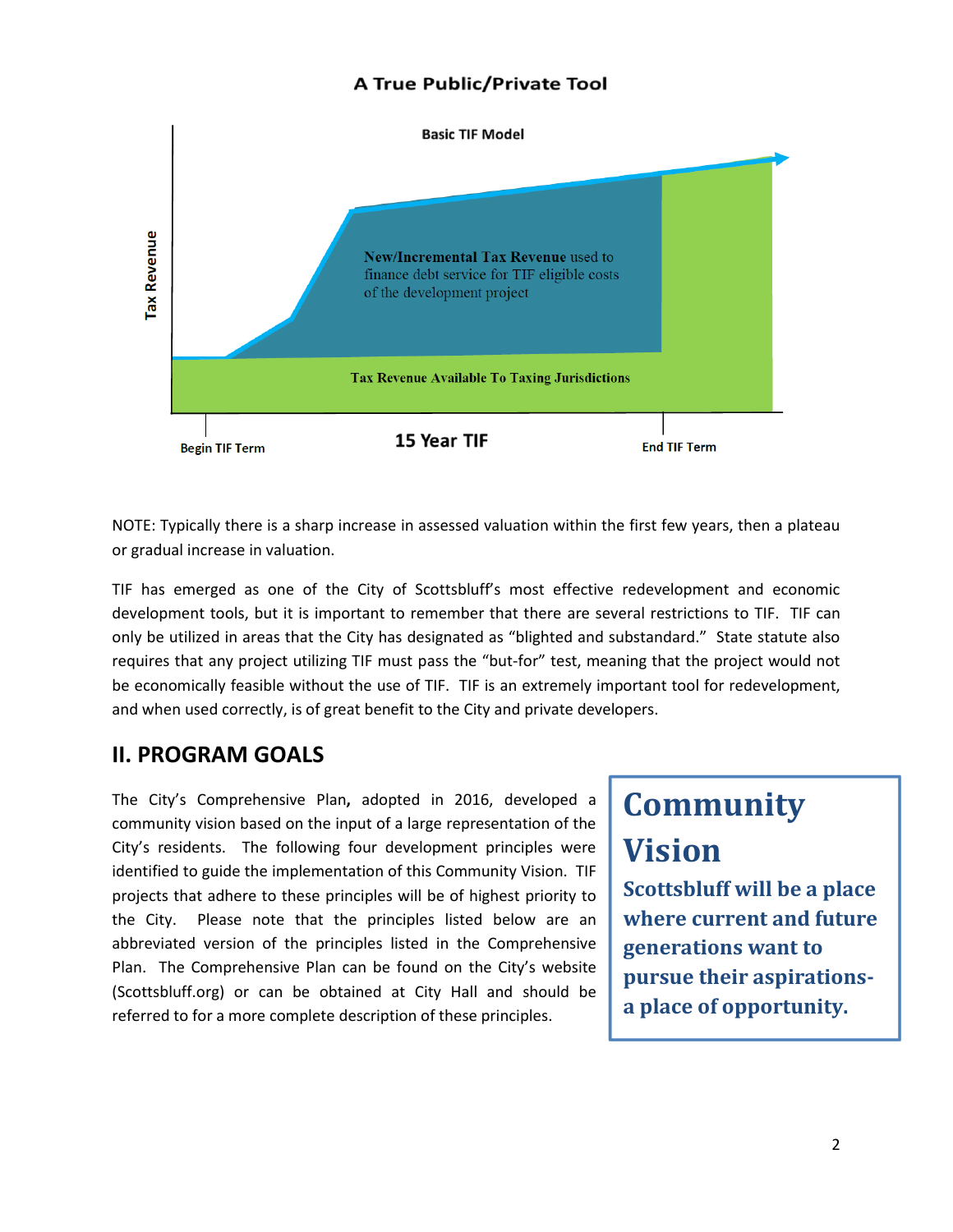## A True Public/Private Tool

**Basic TIF Model**

Tax Revenue

**New/Incremental Tax Revenue** used to finance debt service for TIF eligible costs of the development project

**Tax Revenue Available To Taxing Jurisdictions**

Begin TIF Term | **15 Year TIF** | End TIF Term

NOTE: Typically there is a sharp increase in assessed valuation within the first few years, then a plateau or gradual increase in valuation.

TIF has emerged as one of the City of Scottsbluff's most effective redevelopment and economic development tools, but it is important to remember that there are several restrictions to TIF. TIF can only be utilized in areas that the City has designated as "blighted and substandard." State statute also requires that any project utilizing TIF must pass the "but-for" test, meaning that the project would not be economically feasible without the use of TIF. TIF is an extremely important tool for redevelopment, and when used correctly, is of great benefit to the City and private developers.

## II. PROGRAM GOALS

The City's Comprehensive Plan**,** adopted in 2016, developed a community vision based on the input of a large representation of the City's residents. The following four development principles were identified to guide the implementation of this Community Vision. TIF projects that adhere to these principles will be of highest priority to the City. Please note that the principles listed below are an abbreviated version of the principles listed in the Comprehensive Plan. The Comprehensive Plan can be found on the City's website (Scottsbluff.org) or can be obtained at City Hall and should be referred to for a more complete description of these principles.

> **Community Vision**
>
> **Scottsbluff will be a place where current and future generations want to pursue their aspirations- a place of opportunity.**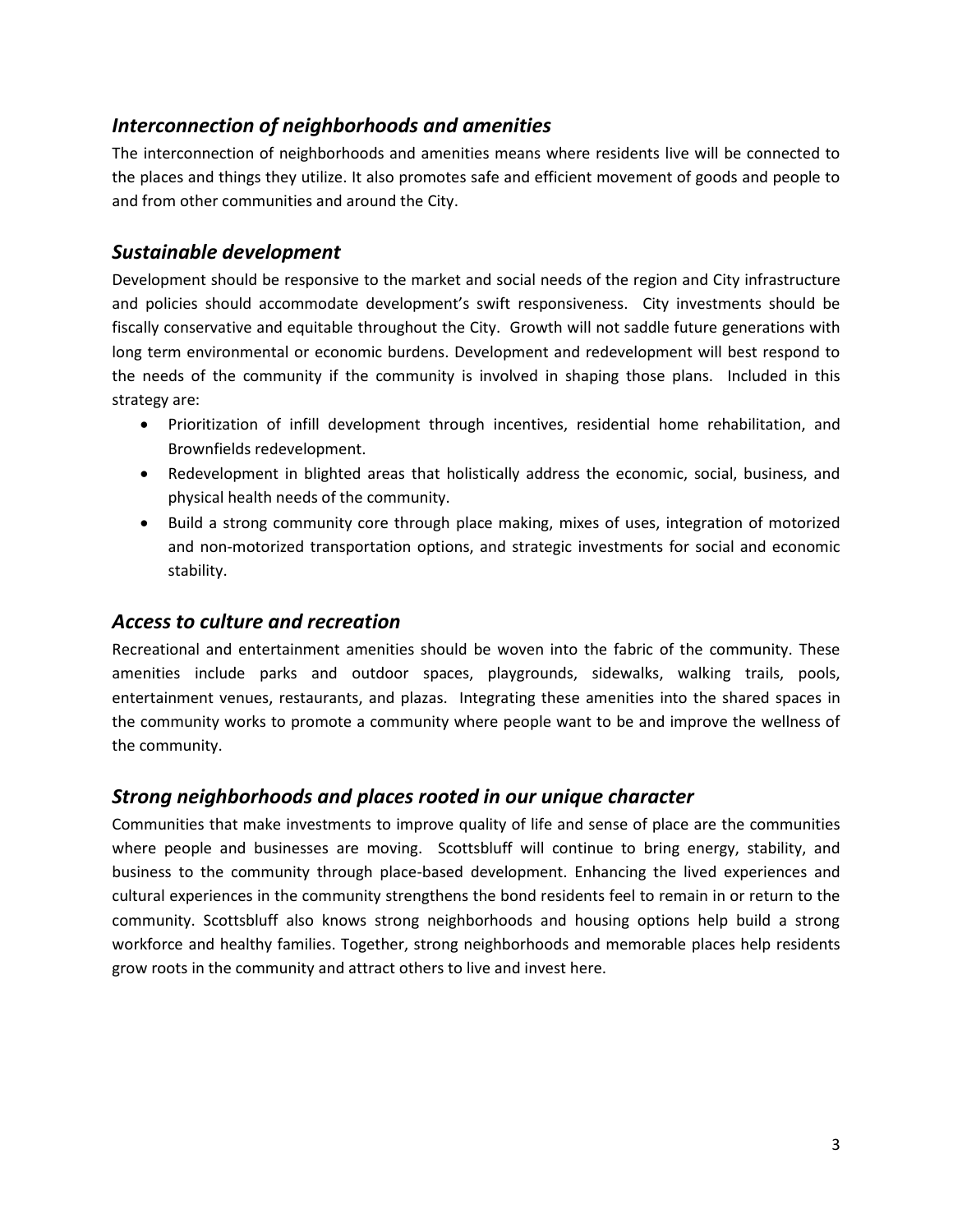## *Interconnection of neighborhoods and amenities*

The interconnection of neighborhoods and amenities means where residents live will be connected to the places and things they utilize. It also promotes safe and efficient movement of goods and people to and from other communities and around the City.

## *Sustainable development*

Development should be responsive to the market and social needs of the region and City infrastructure and policies should accommodate development's swift responsiveness. City investments should be fiscally conservative and equitable throughout the City. Growth will not saddle future generations with long term environmental or economic burdens. Development and redevelopment will best respond to the needs of the community if the community is involved in shaping those plans. Included in this strategy are:

- Prioritization of infill development through incentives, residential home rehabilitation, and Brownfields redevelopment.
- Redevelopment in blighted areas that holistically address the economic, social, business, and physical health needs of the community.
- Build a strong community core through place making, mixes of uses, integration of motorized and non-motorized transportation options, and strategic investments for social and economic stability.

## *Access to culture and recreation*

Recreational and entertainment amenities should be woven into the fabric of the community. These amenities include parks and outdoor spaces, playgrounds, sidewalks, walking trails, pools, entertainment venues, restaurants, and plazas. Integrating these amenities into the shared spaces in the community works to promote a community where people want to be and improve the wellness of the community.

## *Strong neighborhoods and places rooted in our unique character*

Communities that make investments to improve quality of life and sense of place are the communities where people and businesses are moving. Scottsbluff will continue to bring energy, stability, and business to the community through place-based development. Enhancing the lived experiences and cultural experiences in the community strengthens the bond residents feel to remain in or return to the community. Scottsbluff also knows strong neighborhoods and housing options help build a strong workforce and healthy families. Together, strong neighborhoods and memorable places help residents grow roots in the community and attract others to live and invest here.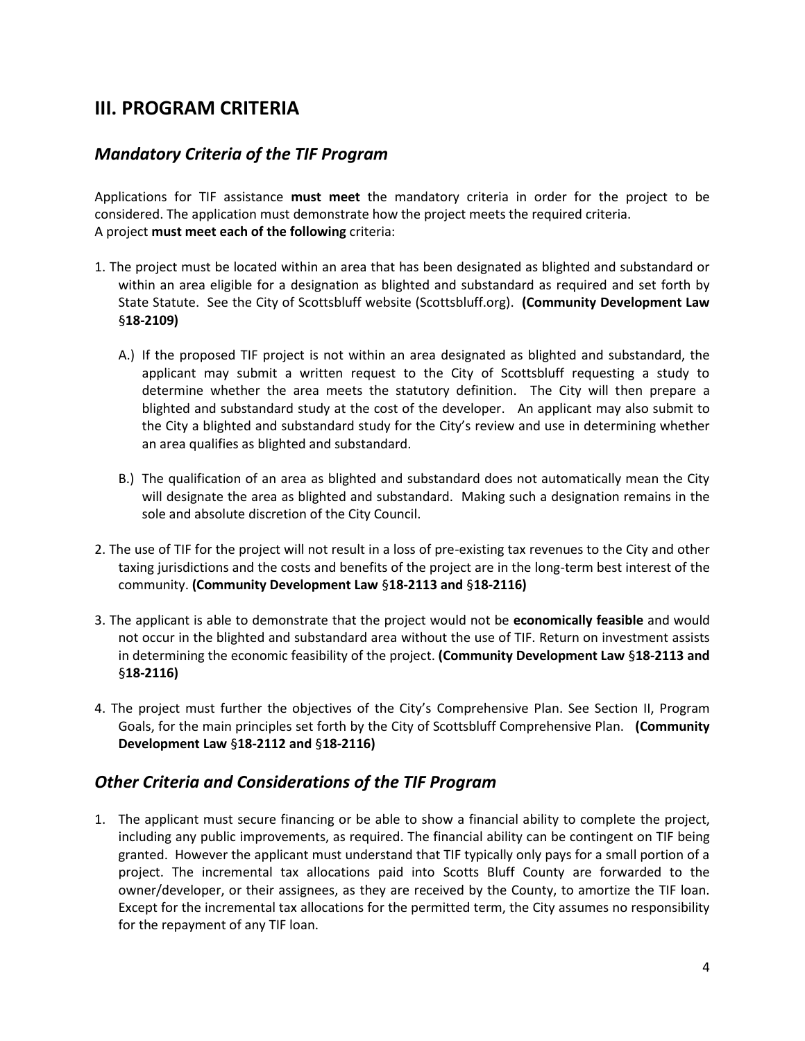## III. PROGRAM CRITERIA

### *Mandatory Criteria of the TIF Program*

Applications for TIF assistance **must meet** the mandatory criteria in order for the project to be considered. The application must demonstrate how the project meets the required criteria.
A project **must meet each of the following** criteria:

1. The project must be located within an area that has been designated as blighted and substandard or within an area eligible for a designation as blighted and substandard as required and set forth by State Statute. See the City of Scottsbluff website (Scottsbluff.org). **(Community Development Law §18-2109)**

   A.) If the proposed TIF project is not within an area designated as blighted and substandard, the applicant may submit a written request to the City of Scottsbluff requesting a study to determine whether the area meets the statutory definition. The City will then prepare a blighted and substandard study at the cost of the developer. An applicant may also submit to the City a blighted and substandard study for the City's review and use in determining whether an area qualifies as blighted and substandard.

   B.) The qualification of an area as blighted and substandard does not automatically mean the City will designate the area as blighted and substandard. Making such a designation remains in the sole and absolute discretion of the City Council.

2. The use of TIF for the project will not result in a loss of pre-existing tax revenues to the City and other taxing jurisdictions and the costs and benefits of the project are in the long-term best interest of the community. **(Community Development Law §18-2113 and §18-2116)**

3. The applicant is able to demonstrate that the project would not be **economically feasible** and would not occur in the blighted and substandard area without the use of TIF. Return on investment assists in determining the economic feasibility of the project. **(Community Development Law §18-2113 and §18-2116)**

4. The project must further the objectives of the City's Comprehensive Plan. See Section II, Program Goals, for the main principles set forth by the City of Scottsbluff Comprehensive Plan. **(Community Development Law §18-2112 and §18-2116)**

### *Other Criteria and Considerations of the TIF Program*

1. The applicant must secure financing or be able to show a financial ability to complete the project, including any public improvements, as required. The financial ability can be contingent on TIF being granted. However the applicant must understand that TIF typically only pays for a small portion of a project. The incremental tax allocations paid into Scotts Bluff County are forwarded to the owner/developer, or their assignees, as they are received by the County, to amortize the TIF loan. Except for the incremental tax allocations for the permitted term, the City assumes no responsibility for the repayment of any TIF loan.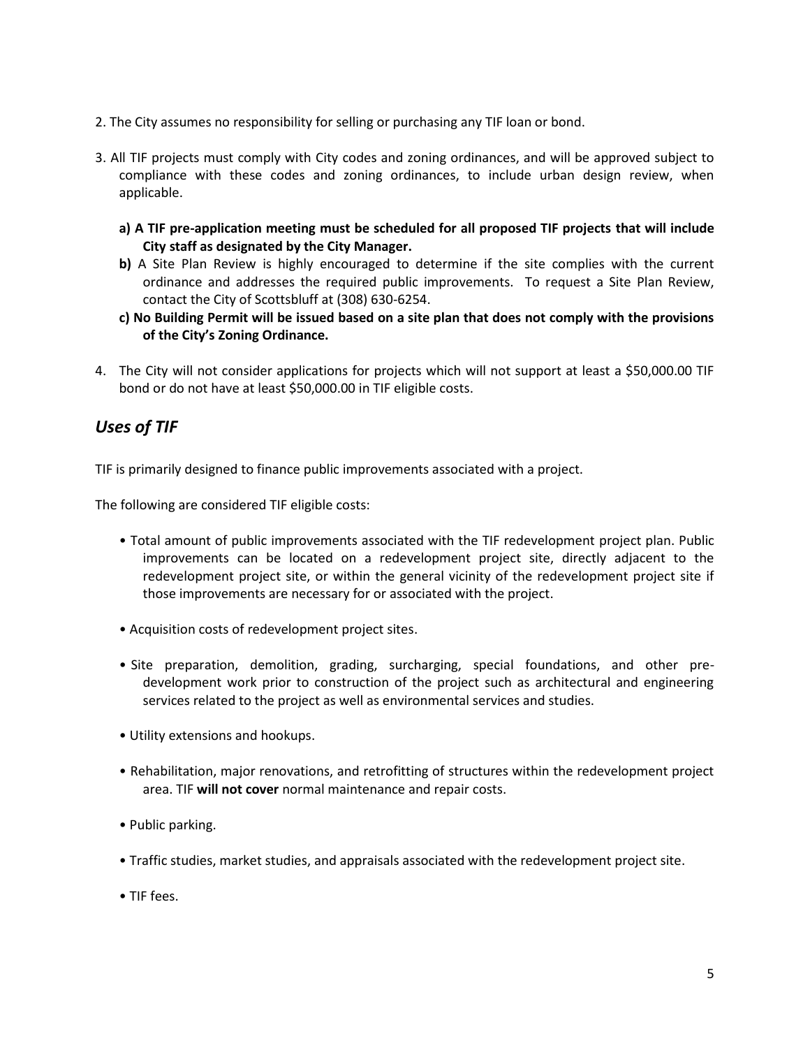2. The City assumes no responsibility for selling or purchasing any TIF loan or bond.

3. All TIF projects must comply with City codes and zoning ordinances, and will be approved subject to compliance with these codes and zoning ordinances, to include urban design review, when applicable.

   **a) A TIF pre-application meeting must be scheduled for all proposed TIF projects that will include City staff as designated by the City Manager.**

   **b)** A Site Plan Review is highly encouraged to determine if the site complies with the current ordinance and addresses the required public improvements. To request a Site Plan Review, contact the City of Scottsbluff at (308) 630-6254.

   **c) No Building Permit will be issued based on a site plan that does not comply with the provisions of the City's Zoning Ordinance.**

4. The City will not consider applications for projects which will not support at least a $50,000.00 TIF bond or do not have at least $50,000.00 in TIF eligible costs.

## *Uses of TIF*

TIF is primarily designed to finance public improvements associated with a project.

The following are considered TIF eligible costs:

- Total amount of public improvements associated with the TIF redevelopment project plan. Public improvements can be located on a redevelopment project site, directly adjacent to the redevelopment project site, or within the general vicinity of the redevelopment project site if those improvements are necessary for or associated with the project.

- Acquisition costs of redevelopment project sites.

- Site preparation, demolition, grading, surcharging, special foundations, and other pre-development work prior to construction of the project such as architectural and engineering services related to the project as well as environmental services and studies.

- Utility extensions and hookups.

- Rehabilitation, major renovations, and retrofitting of structures within the redevelopment project area. TIF **will not cover** normal maintenance and repair costs.

- Public parking.

- Traffic studies, market studies, and appraisals associated with the redevelopment project site.

- TIF fees.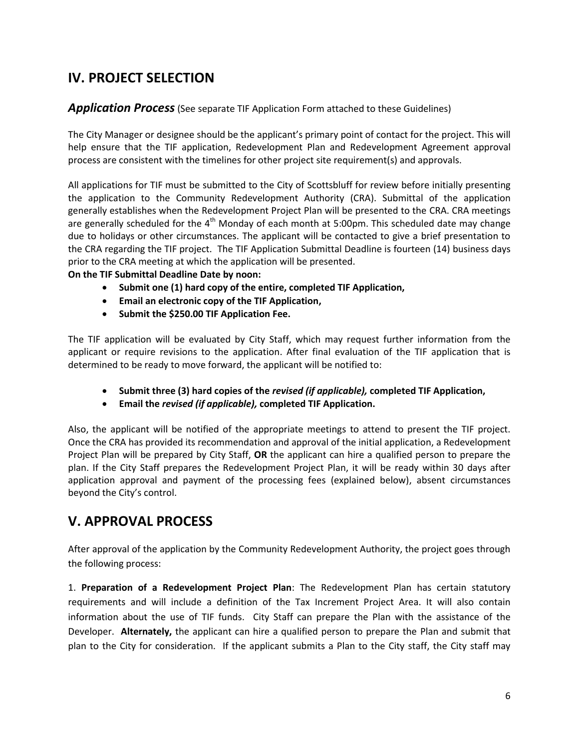## IV. PROJECT SELECTION

### *Application Process* (See separate TIF Application Form attached to these Guidelines)

The City Manager or designee should be the applicant's primary point of contact for the project. This will help ensure that the TIF application, Redevelopment Plan and Redevelopment Agreement approval process are consistent with the timelines for other project site requirement(s) and approvals.

All applications for TIF must be submitted to the City of Scottsbluff for review before initially presenting the application to the Community Redevelopment Authority (CRA). Submittal of the application generally establishes when the Redevelopment Project Plan will be presented to the CRA. CRA meetings are generally scheduled for the 4th Monday of each month at 5:00pm. This scheduled date may change due to holidays or other circumstances. The applicant will be contacted to give a brief presentation to the CRA regarding the TIF project. The TIF Application Submittal Deadline is fourteen (14) business days prior to the CRA meeting at which the application will be presented.

**On the TIF Submittal Deadline Date by noon:**

- **Submit one (1) hard copy of the entire, completed TIF Application,**
- **Email an electronic copy of the TIF Application,**
- **Submit the $250.00 TIF Application Fee.**

The TIF application will be evaluated by City Staff, which may request further information from the applicant or require revisions to the application. After final evaluation of the TIF application that is determined to be ready to move forward, the applicant will be notified to:

- **Submit three (3) hard copies of the *revised (if applicable),* completed TIF Application,**
- **Email the *revised (if applicable),* completed TIF Application.**

Also, the applicant will be notified of the appropriate meetings to attend to present the TIF project. Once the CRA has provided its recommendation and approval of the initial application, a Redevelopment Project Plan will be prepared by City Staff, **OR** the applicant can hire a qualified person to prepare the plan. If the City Staff prepares the Redevelopment Project Plan, it will be ready within 30 days after application approval and payment of the processing fees (explained below), absent circumstances beyond the City's control.

## V. APPROVAL PROCESS

After approval of the application by the Community Redevelopment Authority, the project goes through the following process:

1. **Preparation of a Redevelopment Project Plan**: The Redevelopment Plan has certain statutory requirements and will include a definition of the Tax Increment Project Area. It will also contain information about the use of TIF funds. City Staff can prepare the Plan with the assistance of the Developer. **Alternately,** the applicant can hire a qualified person to prepare the Plan and submit that plan to the City for consideration. If the applicant submits a Plan to the City staff, the City staff may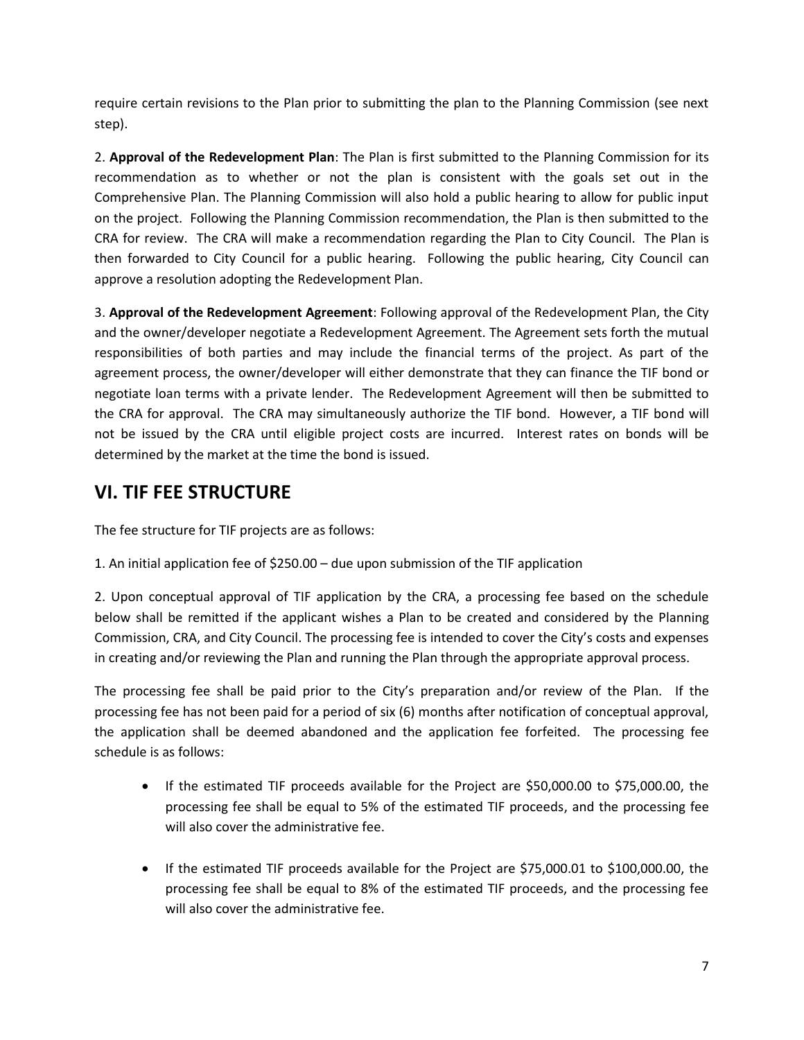require certain revisions to the Plan prior to submitting the plan to the Planning Commission (see next step).

2. **Approval of the Redevelopment Plan**: The Plan is first submitted to the Planning Commission for its recommendation as to whether or not the plan is consistent with the goals set out in the Comprehensive Plan. The Planning Commission will also hold a public hearing to allow for public input on the project. Following the Planning Commission recommendation, the Plan is then submitted to the CRA for review. The CRA will make a recommendation regarding the Plan to City Council. The Plan is then forwarded to City Council for a public hearing. Following the public hearing, City Council can approve a resolution adopting the Redevelopment Plan.

3. **Approval of the Redevelopment Agreement**: Following approval of the Redevelopment Plan, the City and the owner/developer negotiate a Redevelopment Agreement. The Agreement sets forth the mutual responsibilities of both parties and may include the financial terms of the project. As part of the agreement process, the owner/developer will either demonstrate that they can finance the TIF bond or negotiate loan terms with a private lender. The Redevelopment Agreement will then be submitted to the CRA for approval. The CRA may simultaneously authorize the TIF bond. However, a TIF bond will not be issued by the CRA until eligible project costs are incurred. Interest rates on bonds will be determined by the market at the time the bond is issued.

## VI. TIF FEE STRUCTURE

The fee structure for TIF projects are as follows:

1. An initial application fee of $250.00 – due upon submission of the TIF application

2. Upon conceptual approval of TIF application by the CRA, a processing fee based on the schedule below shall be remitted if the applicant wishes a Plan to be created and considered by the Planning Commission, CRA, and City Council. The processing fee is intended to cover the City's costs and expenses in creating and/or reviewing the Plan and running the Plan through the appropriate approval process.

The processing fee shall be paid prior to the City's preparation and/or review of the Plan. If the processing fee has not been paid for a period of six (6) months after notification of conceptual approval, the application shall be deemed abandoned and the application fee forfeited. The processing fee schedule is as follows:

- If the estimated TIF proceeds available for the Project are $50,000.00 to $75,000.00, the processing fee shall be equal to 5% of the estimated TIF proceeds, and the processing fee will also cover the administrative fee.

- If the estimated TIF proceeds available for the Project are $75,000.01 to $100,000.00, the processing fee shall be equal to 8% of the estimated TIF proceeds, and the processing fee will also cover the administrative fee.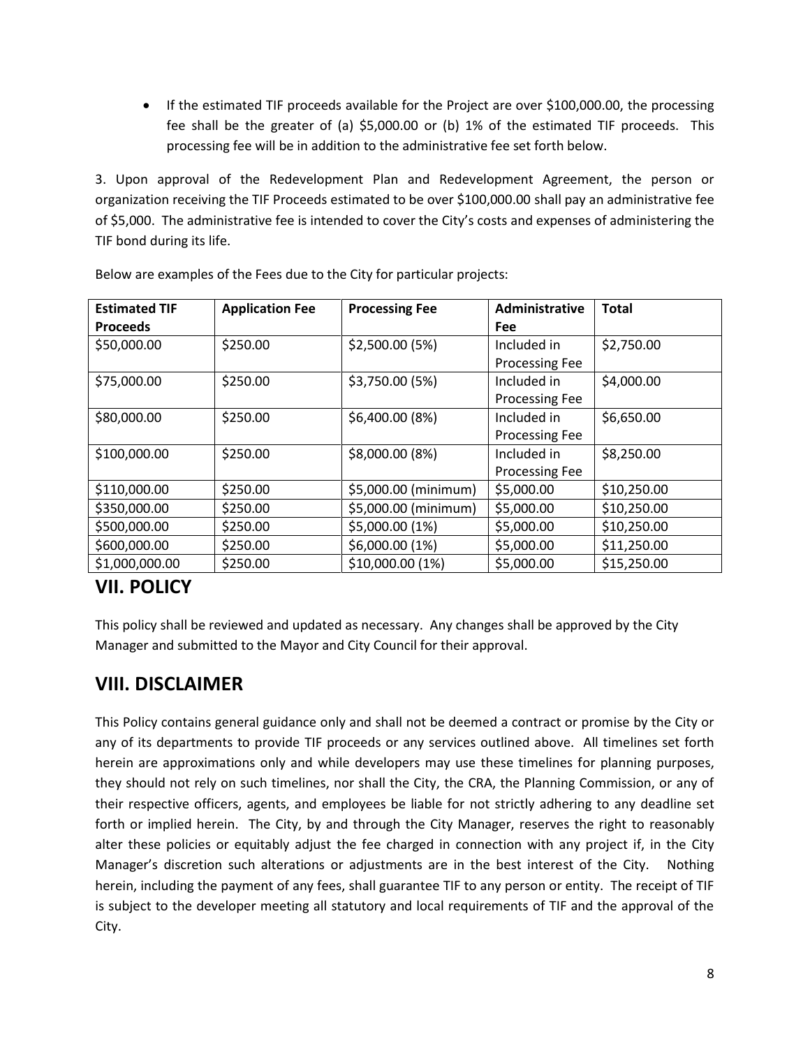- If the estimated TIF proceeds available for the Project are over $100,000.00, the processing fee shall be the greater of (a) $5,000.00 or (b) 1% of the estimated TIF proceeds. This processing fee will be in addition to the administrative fee set forth below.

3. Upon approval of the Redevelopment Plan and Redevelopment Agreement, the person or organization receiving the TIF Proceeds estimated to be over $100,000.00 shall pay an administrative fee of $5,000. The administrative fee is intended to cover the City's costs and expenses of administering the TIF bond during its life.

Below are examples of the Fees due to the City for particular projects:

| Estimated TIF Proceeds | Application Fee | Processing Fee | Administrative Fee | Total |
|---|---|---|---|---|
| $50,000.00 | $250.00 | $2,500.00 (5%) | Included in Processing Fee | $2,750.00 |
| $75,000.00 | $250.00 | $3,750.00 (5%) | Included in Processing Fee | $4,000.00 |
| $80,000.00 | $250.00 | $6,400.00 (8%) | Included in Processing Fee | $6,650.00 |
| $100,000.00 | $250.00 | $8,000.00 (8%) | Included in Processing Fee | $8,250.00 |
| $110,000.00 | $250.00 | $5,000.00 (minimum) | $5,000.00 | $10,250.00 |
| $350,000.00 | $250.00 | $5,000.00 (minimum) | $5,000.00 | $10,250.00 |
| $500,000.00 | $250.00 | $5,000.00 (1%) | $5,000.00 | $10,250.00 |
| $600,000.00 | $250.00 | $6,000.00 (1%) | $5,000.00 | $11,250.00 |
| $1,000,000.00 | $250.00 | $10,000.00 (1%) | $5,000.00 | $15,250.00 |

## VII. POLICY

This policy shall be reviewed and updated as necessary. Any changes shall be approved by the City Manager and submitted to the Mayor and City Council for their approval.

## VIII. DISCLAIMER

This Policy contains general guidance only and shall not be deemed a contract or promise by the City or any of its departments to provide TIF proceeds or any services outlined above. All timelines set forth herein are approximations only and while developers may use these timelines for planning purposes, they should not rely on such timelines, nor shall the City, the CRA, the Planning Commission, or any of their respective officers, agents, and employees be liable for not strictly adhering to any deadline set forth or implied herein. The City, by and through the City Manager, reserves the right to reasonably alter these policies or equitably adjust the fee charged in connection with any project if, in the City Manager's discretion such alterations or adjustments are in the best interest of the City. Nothing herein, including the payment of any fees, shall guarantee TIF to any person or entity. The receipt of TIF is subject to the developer meeting all statutory and local requirements of TIF and the approval of the City.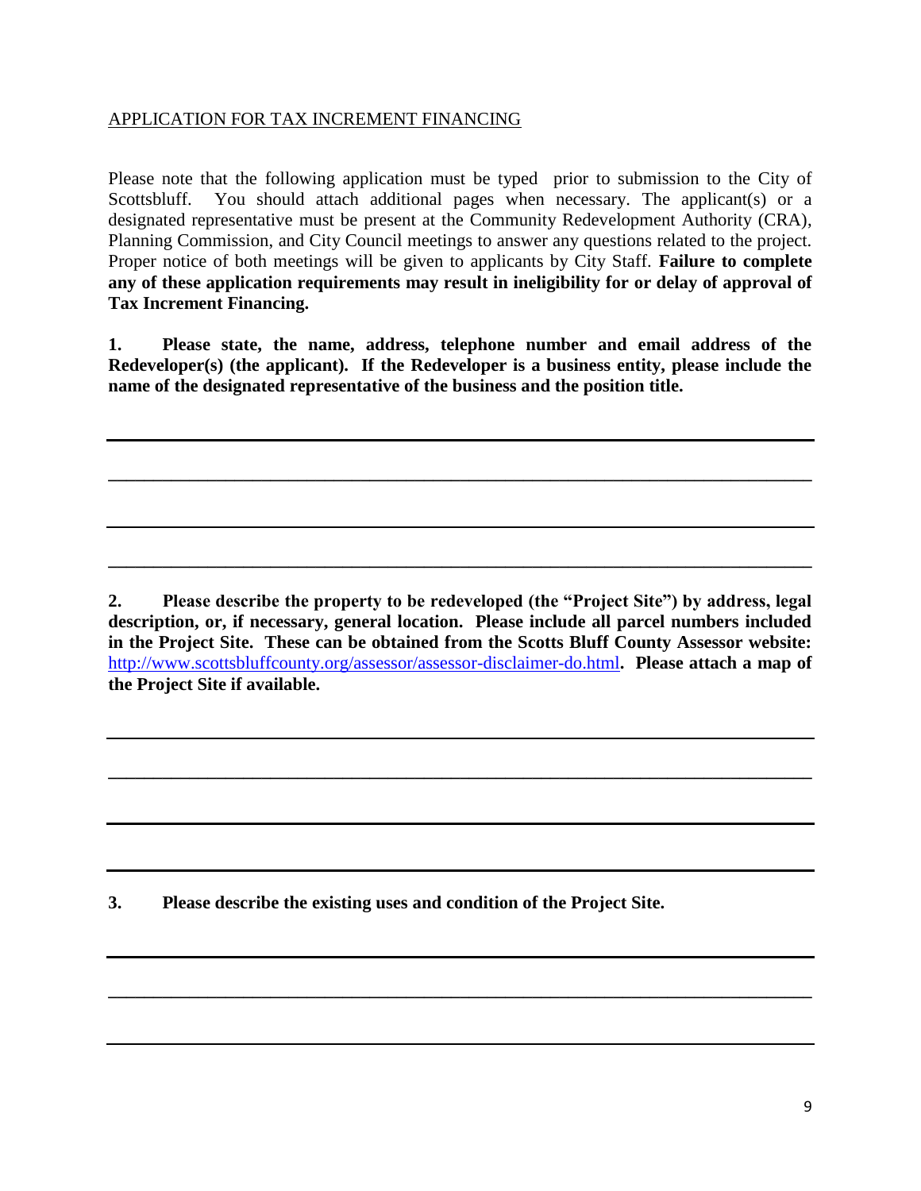APPLICATION FOR TAX INCREMENT FINANCING

Please note that the following application must be typed prior to submission to the City of Scottsbluff. You should attach additional pages when necessary. The applicant(s) or a designated representative must be present at the Community Redevelopment Authority (CRA), Planning Commission, and City Council meetings to answer any questions related to the project. Proper notice of both meetings will be given to applicants by City Staff. **Failure to complete any of these application requirements may result in ineligibility for or delay of approval of Tax Increment Financing.**

**1. Please state, the name, address, telephone number and email address of the Redeveloper(s) (the applicant). If the Redeveloper is a business entity, please include the name of the designated representative of the business and the position title.**

______________________________________________________________________________

______________________________________________________________________________

______________________________________________________________________________

______________________________________________________________________________

**2. Please describe the property to be redeveloped (the "Project Site") by address, legal description, or, if necessary, general location. Please include all parcel numbers included in the Project Site. These can be obtained from the Scotts Bluff County Assessor website:** http://www.scottsbluffcounty.org/assessor/assessor-disclaimer-do.html**. Please attach a map of the Project Site if available.**

______________________________________________________________________________

______________________________________________________________________________

______________________________________________________________________________

______________________________________________________________________________

**3. Please describe the existing uses and condition of the Project Site.**

______________________________________________________________________________

______________________________________________________________________________

______________________________________________________________________________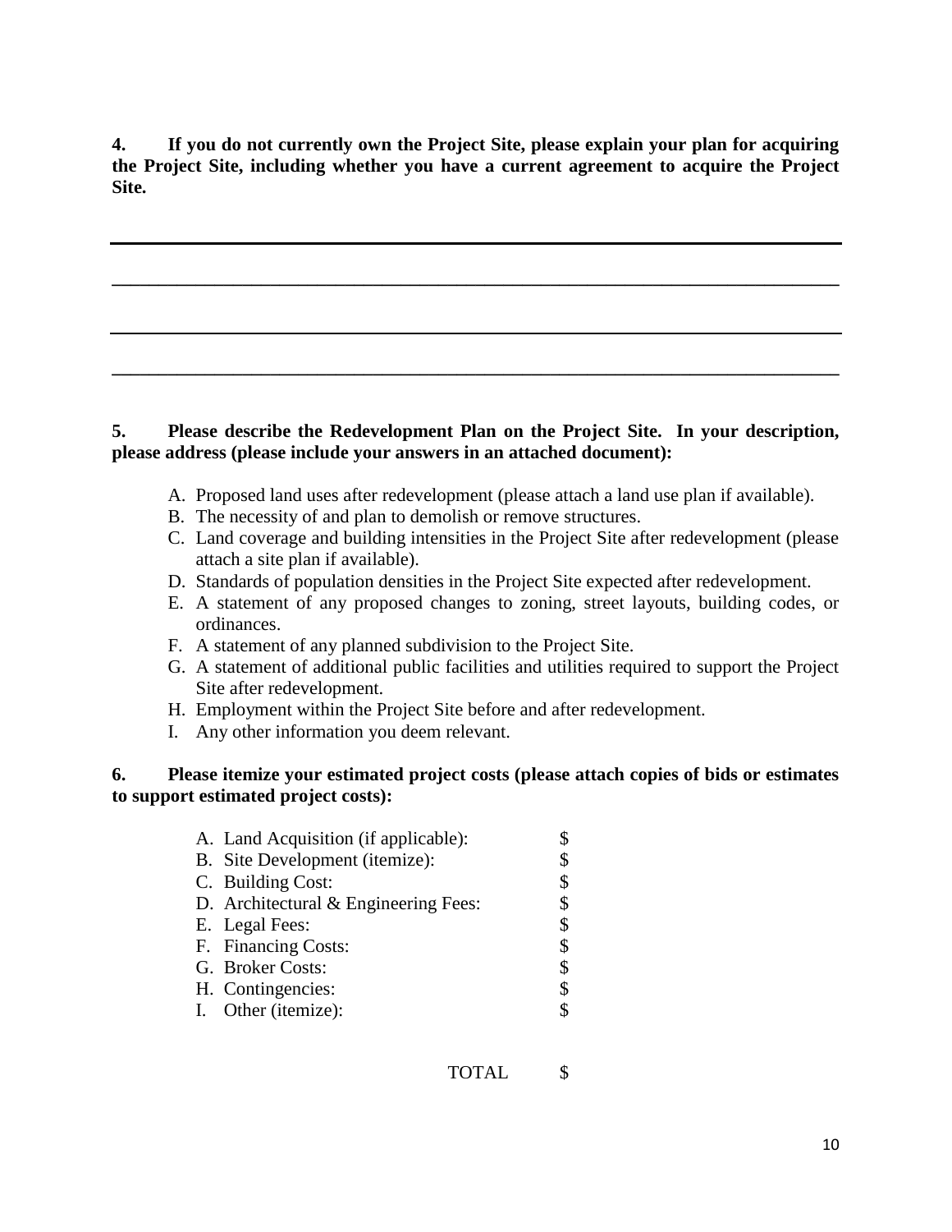**4. If you do not currently own the Project Site, please explain your plan for acquiring the Project Site, including whether you have a current agreement to acquire the Project Site.**

___________________________________________________________________________

___________________________________________________________________________

___________________________________________________________________________

___________________________________________________________________________

**5. Please describe the Redevelopment Plan on the Project Site. In your description, please address (please include your answers in an attached document):**

A. Proposed land uses after redevelopment (please attach a land use plan if available).
B. The necessity of and plan to demolish or remove structures.
C. Land coverage and building intensities in the Project Site after redevelopment (please attach a site plan if available).
D. Standards of population densities in the Project Site expected after redevelopment.
E. A statement of any proposed changes to zoning, street layouts, building codes, or ordinances.
F. A statement of any planned subdivision to the Project Site.
G. A statement of additional public facilities and utilities required to support the Project Site after redevelopment.
H. Employment within the Project Site before and after redevelopment.
I. Any other information you deem relevant.

**6. Please itemize your estimated project costs (please attach copies of bids or estimates to support estimated project costs):**

| | |
|---|---|
| A. Land Acquisition (if applicable): | $ |
| B. Site Development (itemize): | $ |
| C. Building Cost: | $ |
| D. Architectural & Engineering Fees: | $ |
| E. Legal Fees: | $ |
| F. Financing Costs: | $ |
| G. Broker Costs: | $ |
| H. Contingencies: | $ |
| I. Other (itemize): | $ |
| TOTAL | $ |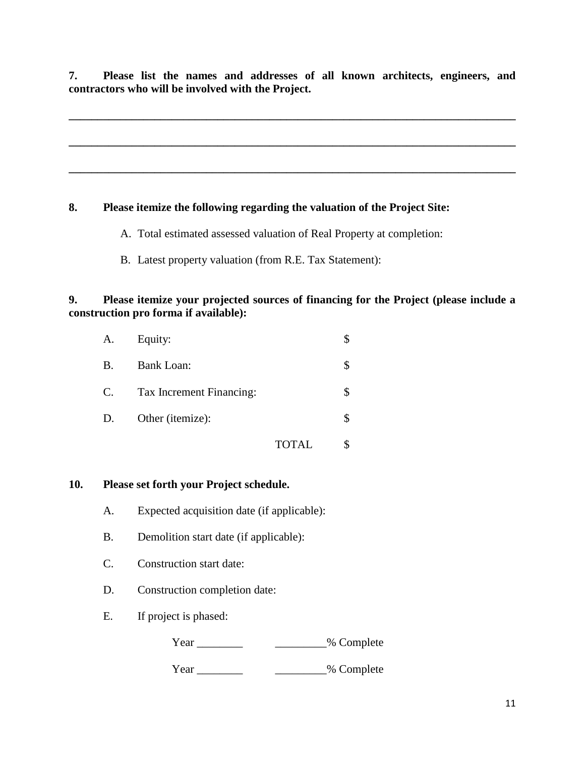**7. Please list the names and addresses of all known architects, engineers, and contractors who will be involved with the Project.**

______________________________________________________________________________

______________________________________________________________________________

______________________________________________________________________________

**8. Please itemize the following regarding the valuation of the Project Site:**

A. Total estimated assessed valuation of Real Property at completion:

B. Latest property valuation (from R.E. Tax Statement):

**9. Please itemize your projected sources of financing for the Project (please include a construction pro forma if available):**

| | | |
|---|---|---|
| A. | Equity: | $ |
| B. | Bank Loan: | $ |
| C. | Tax Increment Financing: | $ |
| D. | Other (itemize): | $ |
| | TOTAL | $ |

**10. Please set forth your Project schedule.**

A. Expected acquisition date (if applicable):

B. Demolition start date (if applicable):

C. Construction start date:

D. Construction completion date:

E. If project is phased:

Year ________ _________% Complete

Year ________ _________% Complete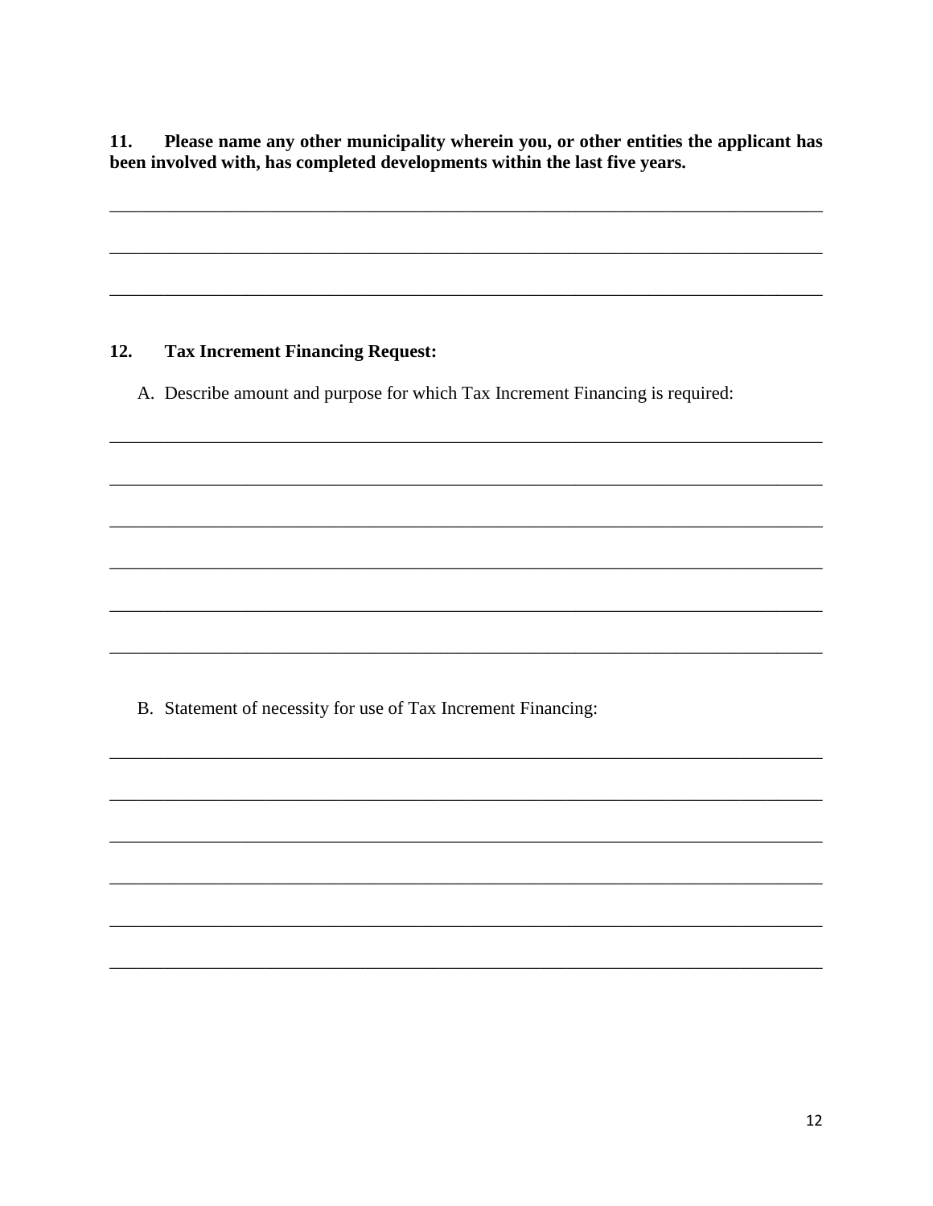**11. Please name any other municipality wherein you, or other entities the applicant has been involved with, has completed developments within the last five years.**

\_\_\_\_\_\_\_\_\_\_\_\_\_\_\_\_\_\_\_\_\_\_\_\_\_\_\_\_\_\_\_\_\_\_\_\_\_\_\_\_\_\_\_\_\_\_\_\_\_\_\_\_\_\_\_\_\_\_\_\_\_\_\_\_\_\_\_\_\_\_\_\_\_\_\_\_

\_\_\_\_\_\_\_\_\_\_\_\_\_\_\_\_\_\_\_\_\_\_\_\_\_\_\_\_\_\_\_\_\_\_\_\_\_\_\_\_\_\_\_\_\_\_\_\_\_\_\_\_\_\_\_\_\_\_\_\_\_\_\_\_\_\_\_\_\_\_\_\_\_\_\_\_

\_\_\_\_\_\_\_\_\_\_\_\_\_\_\_\_\_\_\_\_\_\_\_\_\_\_\_\_\_\_\_\_\_\_\_\_\_\_\_\_\_\_\_\_\_\_\_\_\_\_\_\_\_\_\_\_\_\_\_\_\_\_\_\_\_\_\_\_\_\_\_\_\_\_\_\_

**12. Tax Increment Financing Request:**

A. Describe amount and purpose for which Tax Increment Financing is required:

\_\_\_\_\_\_\_\_\_\_\_\_\_\_\_\_\_\_\_\_\_\_\_\_\_\_\_\_\_\_\_\_\_\_\_\_\_\_\_\_\_\_\_\_\_\_\_\_\_\_\_\_\_\_\_\_\_\_\_\_\_\_\_\_\_\_\_\_\_\_\_\_\_\_\_\_

\_\_\_\_\_\_\_\_\_\_\_\_\_\_\_\_\_\_\_\_\_\_\_\_\_\_\_\_\_\_\_\_\_\_\_\_\_\_\_\_\_\_\_\_\_\_\_\_\_\_\_\_\_\_\_\_\_\_\_\_\_\_\_\_\_\_\_\_\_\_\_\_\_\_\_\_

\_\_\_\_\_\_\_\_\_\_\_\_\_\_\_\_\_\_\_\_\_\_\_\_\_\_\_\_\_\_\_\_\_\_\_\_\_\_\_\_\_\_\_\_\_\_\_\_\_\_\_\_\_\_\_\_\_\_\_\_\_\_\_\_\_\_\_\_\_\_\_\_\_\_\_\_

\_\_\_\_\_\_\_\_\_\_\_\_\_\_\_\_\_\_\_\_\_\_\_\_\_\_\_\_\_\_\_\_\_\_\_\_\_\_\_\_\_\_\_\_\_\_\_\_\_\_\_\_\_\_\_\_\_\_\_\_\_\_\_\_\_\_\_\_\_\_\_\_\_\_\_\_

\_\_\_\_\_\_\_\_\_\_\_\_\_\_\_\_\_\_\_\_\_\_\_\_\_\_\_\_\_\_\_\_\_\_\_\_\_\_\_\_\_\_\_\_\_\_\_\_\_\_\_\_\_\_\_\_\_\_\_\_\_\_\_\_\_\_\_\_\_\_\_\_\_\_\_\_

\_\_\_\_\_\_\_\_\_\_\_\_\_\_\_\_\_\_\_\_\_\_\_\_\_\_\_\_\_\_\_\_\_\_\_\_\_\_\_\_\_\_\_\_\_\_\_\_\_\_\_\_\_\_\_\_\_\_\_\_\_\_\_\_\_\_\_\_\_\_\_\_\_\_\_\_

B. Statement of necessity for use of Tax Increment Financing:

\_\_\_\_\_\_\_\_\_\_\_\_\_\_\_\_\_\_\_\_\_\_\_\_\_\_\_\_\_\_\_\_\_\_\_\_\_\_\_\_\_\_\_\_\_\_\_\_\_\_\_\_\_\_\_\_\_\_\_\_\_\_\_\_\_\_\_\_\_\_\_\_\_\_\_\_

\_\_\_\_\_\_\_\_\_\_\_\_\_\_\_\_\_\_\_\_\_\_\_\_\_\_\_\_\_\_\_\_\_\_\_\_\_\_\_\_\_\_\_\_\_\_\_\_\_\_\_\_\_\_\_\_\_\_\_\_\_\_\_\_\_\_\_\_\_\_\_\_\_\_\_\_

\_\_\_\_\_\_\_\_\_\_\_\_\_\_\_\_\_\_\_\_\_\_\_\_\_\_\_\_\_\_\_\_\_\_\_\_\_\_\_\_\_\_\_\_\_\_\_\_\_\_\_\_\_\_\_\_\_\_\_\_\_\_\_\_\_\_\_\_\_\_\_\_\_\_\_\_

\_\_\_\_\_\_\_\_\_\_\_\_\_\_\_\_\_\_\_\_\_\_\_\_\_\_\_\_\_\_\_\_\_\_\_\_\_\_\_\_\_\_\_\_\_\_\_\_\_\_\_\_\_\_\_\_\_\_\_\_\_\_\_\_\_\_\_\_\_\_\_\_\_\_\_\_

\_\_\_\_\_\_\_\_\_\_\_\_\_\_\_\_\_\_\_\_\_\_\_\_\_\_\_\_\_\_\_\_\_\_\_\_\_\_\_\_\_\_\_\_\_\_\_\_\_\_\_\_\_\_\_\_\_\_\_\_\_\_\_\_\_\_\_\_\_\_\_\_\_\_\_\_

\_\_\_\_\_\_\_\_\_\_\_\_\_\_\_\_\_\_\_\_\_\_\_\_\_\_\_\_\_\_\_\_\_\_\_\_\_\_\_\_\_\_\_\_\_\_\_\_\_\_\_\_\_\_\_\_\_\_\_\_\_\_\_\_\_\_\_\_\_\_\_\_\_\_\_\_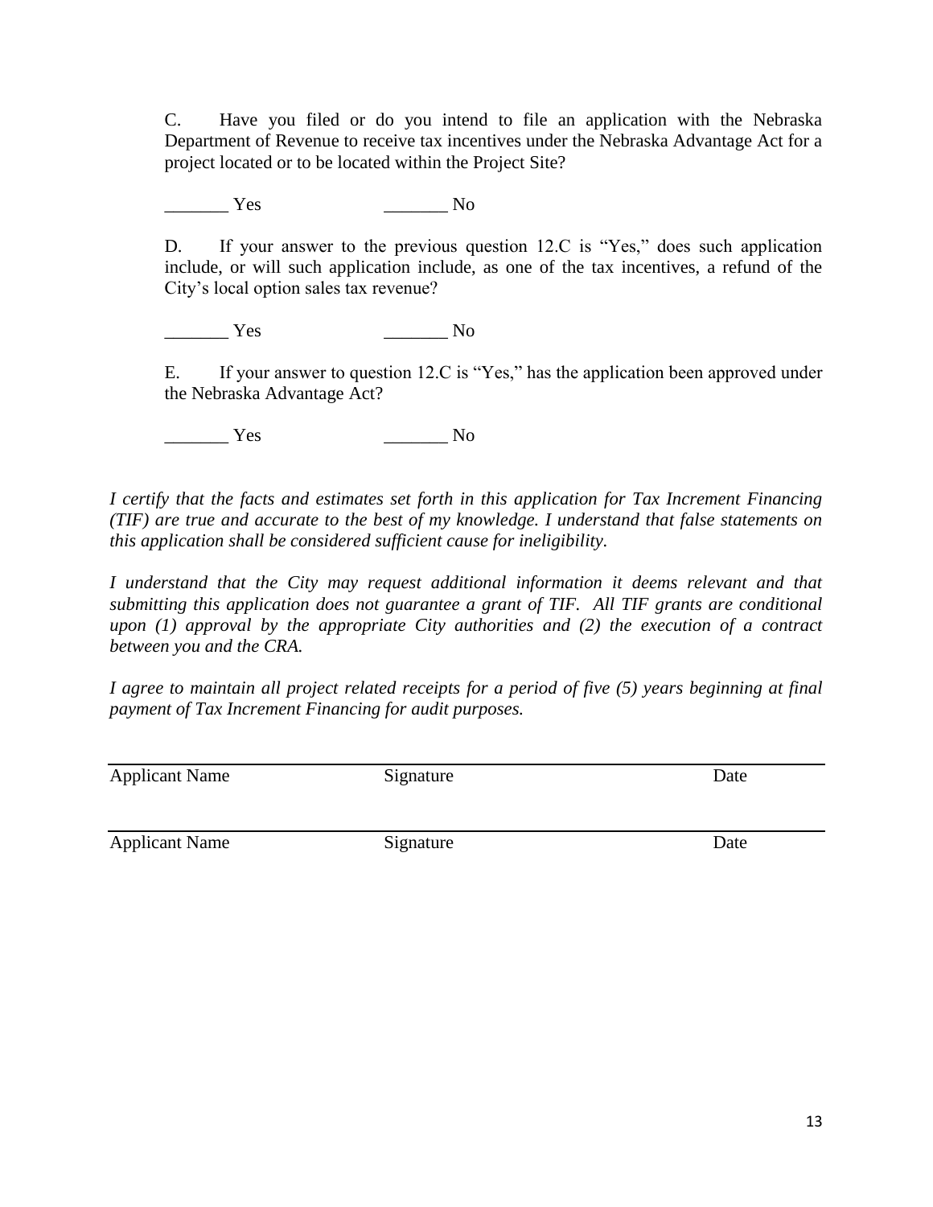C. Have you filed or do you intend to file an application with the Nebraska Department of Revenue to receive tax incentives under the Nebraska Advantage Act for a project located or to be located within the Project Site?

_______ Yes _______ No

D. If your answer to the previous question 12.C is "Yes," does such application include, or will such application include, as one of the tax incentives, a refund of the City's local option sales tax revenue?

_______ Yes _______ No

E. If your answer to question 12.C is "Yes," has the application been approved under the Nebraska Advantage Act?

_______ Yes _______ No

*I certify that the facts and estimates set forth in this application for Tax Increment Financing (TIF) are true and accurate to the best of my knowledge. I understand that false statements on this application shall be considered sufficient cause for ineligibility.*

*I understand that the City may request additional information it deems relevant and that submitting this application does not guarantee a grant of TIF. All TIF grants are conditional upon (1) approval by the appropriate City authorities and (2) the execution of a contract between you and the CRA.*

*I agree to maintain all project related receipts for a period of five (5) years beginning at final payment of Tax Increment Financing for audit purposes.*

_____________________________________________________________

Applicant Name Signature Date

_____________________________________________________________

Applicant Name Signature Date